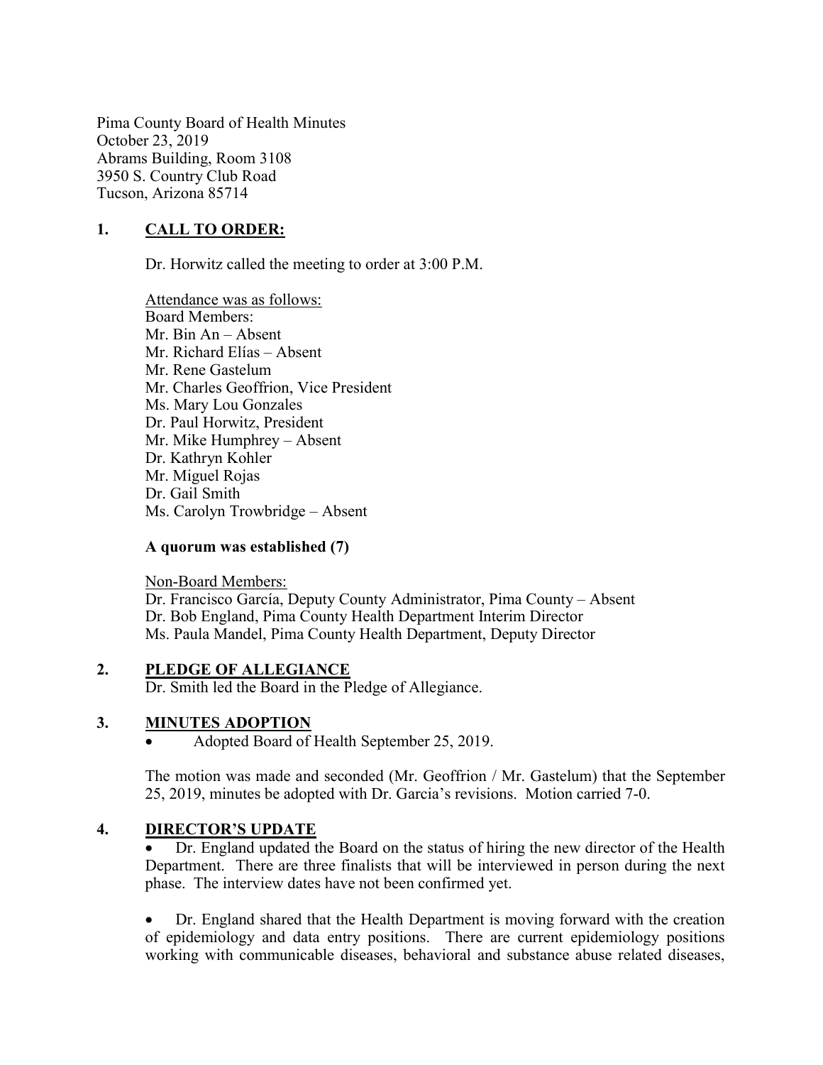Pima County Board of Health Minutes
October 23, 2019
Abrams Building, Room 3108
3950 S. Country Club Road
Tucson, Arizona 85714

## 1. CALL TO ORDER:

Dr. Horwitz called the meeting to order at 3:00 P.M.

Attendance was as follows:
Board Members:
Mr. Bin An – Absent
Mr. Richard Elías – Absent
Mr. Rene Gastelum
Mr. Charles Geoffrion, Vice President
Ms. Mary Lou Gonzales
Dr. Paul Horwitz, President
Mr. Mike Humphrey – Absent
Dr. Kathryn Kohler
Mr. Miguel Rojas
Dr. Gail Smith
Ms. Carolyn Trowbridge – Absent

**A quorum was established (7)**

Non-Board Members:
Dr. Francisco García, Deputy County Administrator, Pima County – Absent
Dr. Bob England, Pima County Health Department Interim Director
Ms. Paula Mandel, Pima County Health Department, Deputy Director

## 2. PLEDGE OF ALLEGIANCE

Dr. Smith led the Board in the Pledge of Allegiance.

## 3. MINUTES ADOPTION

- Adopted Board of Health September 25, 2019.

The motion was made and seconded (Mr. Geoffrion / Mr. Gastelum) that the September 25, 2019, minutes be adopted with Dr. Garcia's revisions. Motion carried 7-0.

## 4. DIRECTOR'S UPDATE

- Dr. England updated the Board on the status of hiring the new director of the Health Department. There are three finalists that will be interviewed in person during the next phase. The interview dates have not been confirmed yet.

- Dr. England shared that the Health Department is moving forward with the creation of epidemiology and data entry positions. There are current epidemiology positions working with communicable diseases, behavioral and substance abuse related diseases,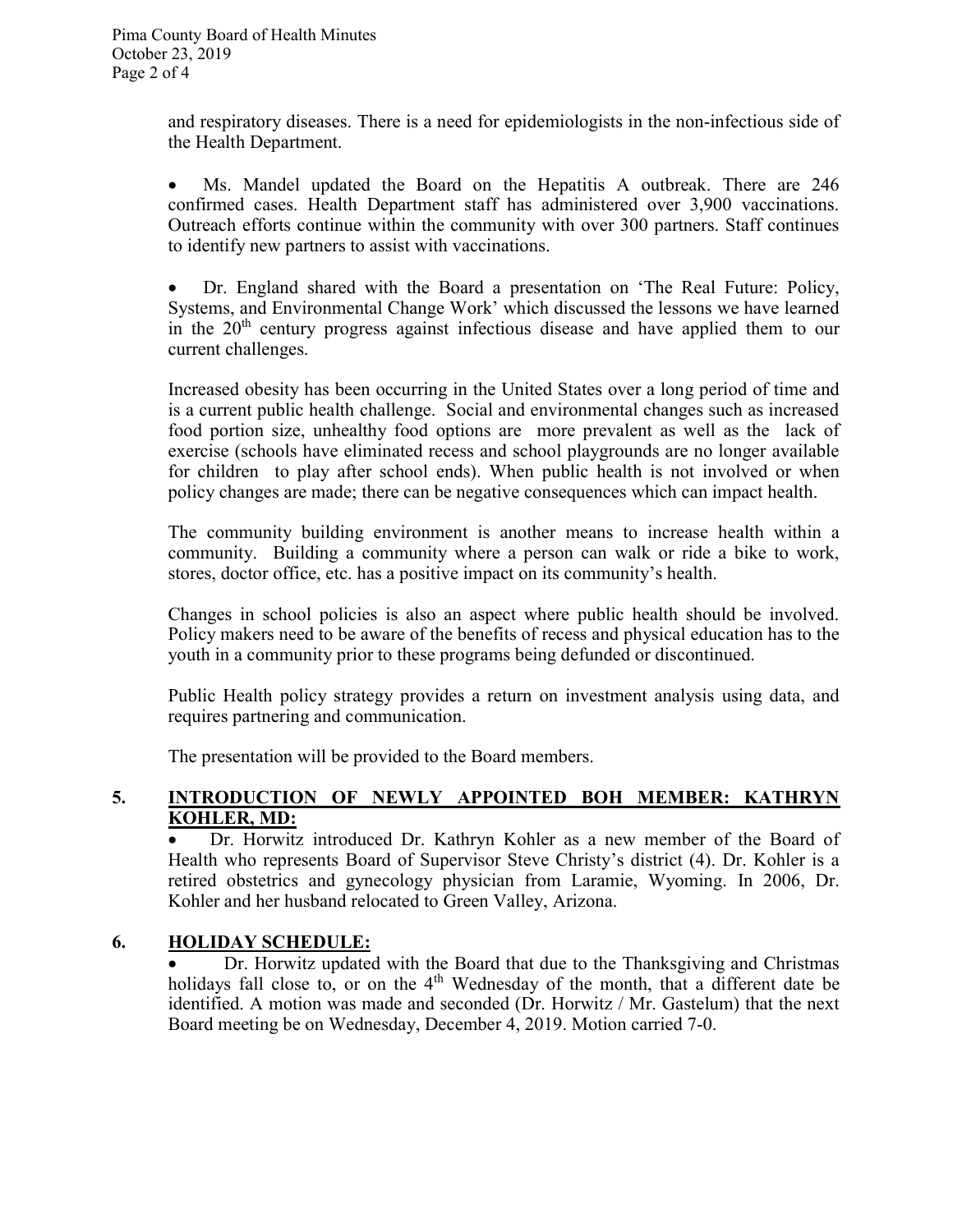and respiratory diseases. There is a need for epidemiologists in the non-infectious side of the Health Department.

- Ms. Mandel updated the Board on the Hepatitis A outbreak. There are 246 confirmed cases. Health Department staff has administered over 3,900 vaccinations. Outreach efforts continue within the community with over 300 partners. Staff continues to identify new partners to assist with vaccinations.

- Dr. England shared with the Board a presentation on 'The Real Future: Policy, Systems, and Environmental Change Work' which discussed the lessons we have learned in the 20th century progress against infectious disease and have applied them to our current challenges.

Increased obesity has been occurring in the United States over a long period of time and is a current public health challenge. Social and environmental changes such as increased food portion size, unhealthy food options are more prevalent as well as the lack of exercise (schools have eliminated recess and school playgrounds are no longer available for children to play after school ends). When public health is not involved or when policy changes are made; there can be negative consequences which can impact health.

The community building environment is another means to increase health within a community. Building a community where a person can walk or ride a bike to work, stores, doctor office, etc. has a positive impact on its community's health.

Changes in school policies is also an aspect where public health should be involved. Policy makers need to be aware of the benefits of recess and physical education has to the youth in a community prior to these programs being defunded or discontinued.

Public Health policy strategy provides a return on investment analysis using data, and requires partnering and communication.

The presentation will be provided to the Board members.

## 5. INTRODUCTION OF NEWLY APPOINTED BOH MEMBER: KATHRYN KOHLER, MD:

- Dr. Horwitz introduced Dr. Kathryn Kohler as a new member of the Board of Health who represents Board of Supervisor Steve Christy's district (4). Dr. Kohler is a retired obstetrics and gynecology physician from Laramie, Wyoming. In 2006, Dr. Kohler and her husband relocated to Green Valley, Arizona.

## 6. HOLIDAY SCHEDULE:

- Dr. Horwitz updated with the Board that due to the Thanksgiving and Christmas holidays fall close to, or on the 4th Wednesday of the month, that a different date be identified. A motion was made and seconded (Dr. Horwitz / Mr. Gastelum) that the next Board meeting be on Wednesday, December 4, 2019. Motion carried 7-0.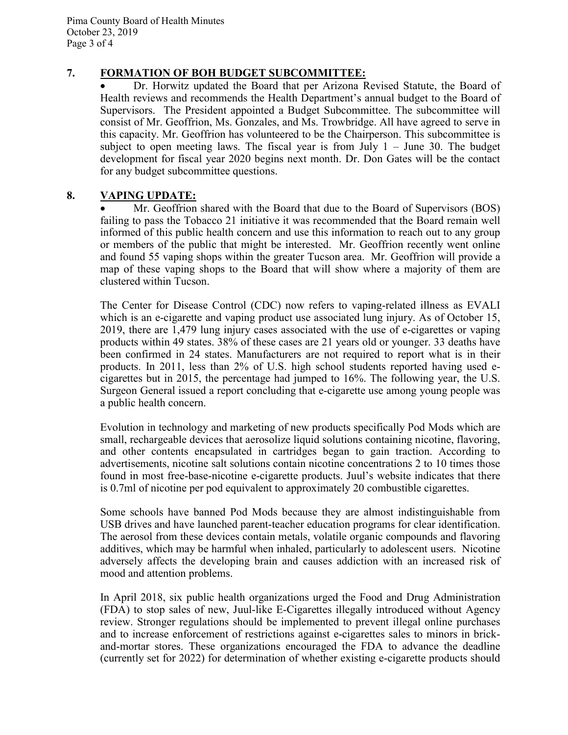## 7. FORMATION OF BOH BUDGET SUBCOMMITTEE:

- Dr. Horwitz updated the Board that per Arizona Revised Statute, the Board of Health reviews and recommends the Health Department's annual budget to the Board of Supervisors. The President appointed a Budget Subcommittee. The subcommittee will consist of Mr. Geoffrion, Ms. Gonzales, and Ms. Trowbridge. All have agreed to serve in this capacity. Mr. Geoffrion has volunteered to be the Chairperson. This subcommittee is subject to open meeting laws. The fiscal year is from July 1 – June 30. The budget development for fiscal year 2020 begins next month. Dr. Don Gates will be the contact for any budget subcommittee questions.

## 8. VAPING UPDATE:

- Mr. Geoffrion shared with the Board that due to the Board of Supervisors (BOS) failing to pass the Tobacco 21 initiative it was recommended that the Board remain well informed of this public health concern and use this information to reach out to any group or members of the public that might be interested. Mr. Geoffrion recently went online and found 55 vaping shops within the greater Tucson area. Mr. Geoffrion will provide a map of these vaping shops to the Board that will show where a majority of them are clustered within Tucson.

The Center for Disease Control (CDC) now refers to vaping-related illness as EVALI which is an e-cigarette and vaping product use associated lung injury. As of October 15, 2019, there are 1,479 lung injury cases associated with the use of e-cigarettes or vaping products within 49 states. 38% of these cases are 21 years old or younger. 33 deaths have been confirmed in 24 states. Manufacturers are not required to report what is in their products. In 2011, less than 2% of U.S. high school students reported having used e-cigarettes but in 2015, the percentage had jumped to 16%. The following year, the U.S. Surgeon General issued a report concluding that e-cigarette use among young people was a public health concern.

Evolution in technology and marketing of new products specifically Pod Mods which are small, rechargeable devices that aerosolize liquid solutions containing nicotine, flavoring, and other contents encapsulated in cartridges began to gain traction. According to advertisements, nicotine salt solutions contain nicotine concentrations 2 to 10 times those found in most free-base-nicotine e-cigarette products. Juul's website indicates that there is 0.7ml of nicotine per pod equivalent to approximately 20 combustible cigarettes.

Some schools have banned Pod Mods because they are almost indistinguishable from USB drives and have launched parent-teacher education programs for clear identification. The aerosol from these devices contain metals, volatile organic compounds and flavoring additives, which may be harmful when inhaled, particularly to adolescent users. Nicotine adversely affects the developing brain and causes addiction with an increased risk of mood and attention problems.

In April 2018, six public health organizations urged the Food and Drug Administration (FDA) to stop sales of new, Juul-like E-Cigarettes illegally introduced without Agency review. Stronger regulations should be implemented to prevent illegal online purchases and to increase enforcement of restrictions against e-cigarettes sales to minors in brick-and-mortar stores. These organizations encouraged the FDA to advance the deadline (currently set for 2022) for determination of whether existing e-cigarette products should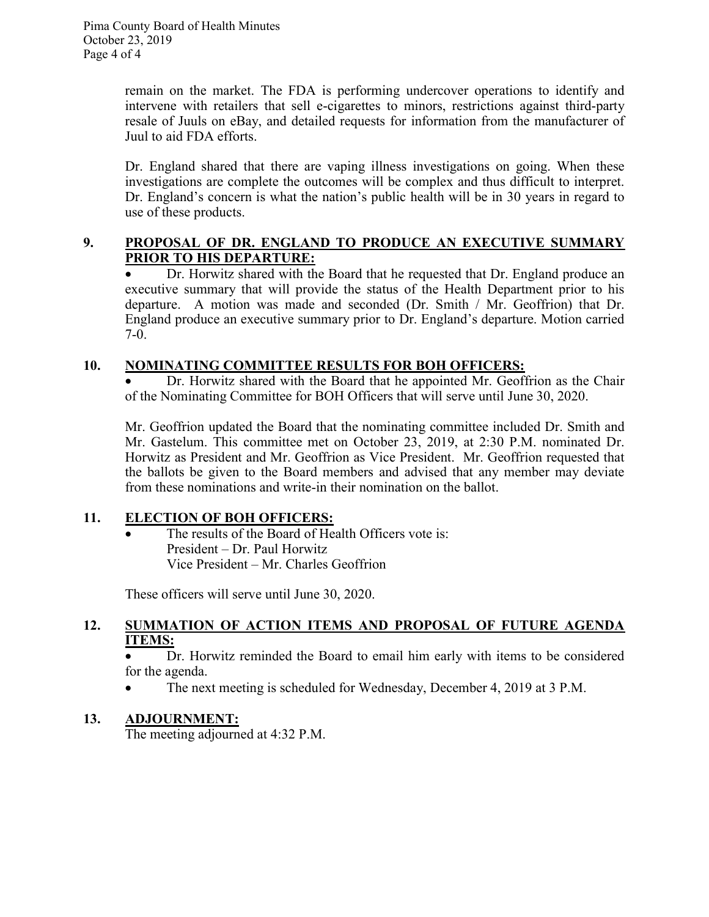remain on the market. The FDA is performing undercover operations to identify and intervene with retailers that sell e-cigarettes to minors, restrictions against third-party resale of Juuls on eBay, and detailed requests for information from the manufacturer of Juul to aid FDA efforts.

Dr. England shared that there are vaping illness investigations on going. When these investigations are complete the outcomes will be complex and thus difficult to interpret. Dr. England's concern is what the nation's public health will be in 30 years in regard to use of these products.

## 9. PROPOSAL OF DR. ENGLAND TO PRODUCE AN EXECUTIVE SUMMARY PRIOR TO HIS DEPARTURE:

- Dr. Horwitz shared with the Board that he requested that Dr. England produce an executive summary that will provide the status of the Health Department prior to his departure. A motion was made and seconded (Dr. Smith / Mr. Geoffrion) that Dr. England produce an executive summary prior to Dr. England's departure. Motion carried 7-0.

## 10. NOMINATING COMMITTEE RESULTS FOR BOH OFFICERS:

- Dr. Horwitz shared with the Board that he appointed Mr. Geoffrion as the Chair of the Nominating Committee for BOH Officers that will serve until June 30, 2020.

Mr. Geoffrion updated the Board that the nominating committee included Dr. Smith and Mr. Gastelum. This committee met on October 23, 2019, at 2:30 P.M. nominated Dr. Horwitz as President and Mr. Geoffrion as Vice President. Mr. Geoffrion requested that the ballots be given to the Board members and advised that any member may deviate from these nominations and write-in their nomination on the ballot.

## 11. ELECTION OF BOH OFFICERS:

- The results of the Board of Health Officers vote is:
  President – Dr. Paul Horwitz
  Vice President – Mr. Charles Geoffrion

These officers will serve until June 30, 2020.

## 12. SUMMATION OF ACTION ITEMS AND PROPOSAL OF FUTURE AGENDA ITEMS:

- Dr. Horwitz reminded the Board to email him early with items to be considered for the agenda.
- The next meeting is scheduled for Wednesday, December 4, 2019 at 3 P.M.

## 13. ADJOURNMENT:

The meeting adjourned at 4:32 P.M.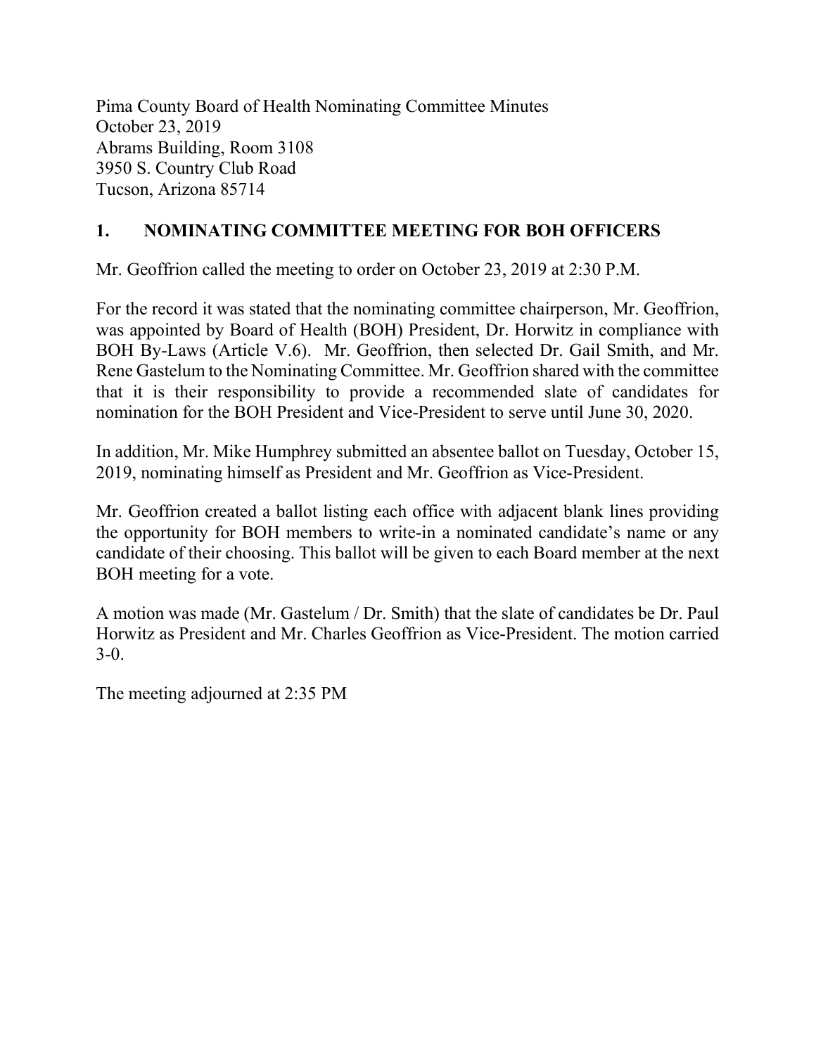Pima County Board of Health Nominating Committee Minutes
October 23, 2019
Abrams Building, Room 3108
3950 S. Country Club Road
Tucson, Arizona 85714

## 1. NOMINATING COMMITTEE MEETING FOR BOH OFFICERS

Mr. Geoffrion called the meeting to order on October 23, 2019 at 2:30 P.M.

For the record it was stated that the nominating committee chairperson, Mr. Geoffrion, was appointed by Board of Health (BOH) President, Dr. Horwitz in compliance with BOH By-Laws (Article V.6). Mr. Geoffrion, then selected Dr. Gail Smith, and Mr. Rene Gastelum to the Nominating Committee. Mr. Geoffrion shared with the committee that it is their responsibility to provide a recommended slate of candidates for nomination for the BOH President and Vice-President to serve until June 30, 2020.

In addition, Mr. Mike Humphrey submitted an absentee ballot on Tuesday, October 15, 2019, nominating himself as President and Mr. Geoffrion as Vice-President.

Mr. Geoffrion created a ballot listing each office with adjacent blank lines providing the opportunity for BOH members to write-in a nominated candidate's name or any candidate of their choosing. This ballot will be given to each Board member at the next BOH meeting for a vote.

A motion was made (Mr. Gastelum / Dr. Smith) that the slate of candidates be Dr. Paul Horwitz as President and Mr. Charles Geoffrion as Vice-President. The motion carried 3-0.

The meeting adjourned at 2:35 PM